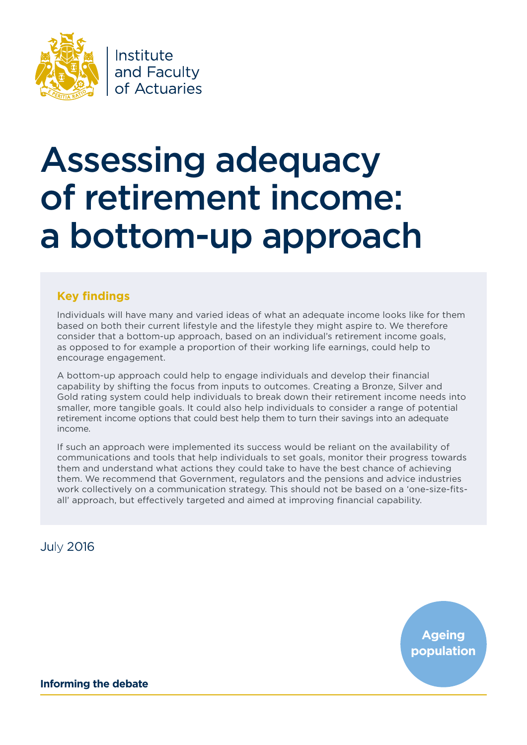Institute and Faculty of Actuaries

# Assessing adequacy of retirement income: a bottom-up approach

## Key findings

Individuals will have many and varied ideas of what an adequate income looks like for them based on both their current lifestyle and the lifestyle they might aspire to. We therefore consider that a bottom-up approach, based on an individual's retirement income goals, as opposed to for example a proportion of their working life earnings, could help to encourage engagement.

A bottom-up approach could help to engage individuals and develop their financial capability by shifting the focus from inputs to outcomes. Creating a Bronze, Silver and Gold rating system could help individuals to break down their retirement income needs into smaller, more tangible goals. It could also help individuals to consider a range of potential retirement income options that could best help them to turn their savings into an adequate income.

If such an approach were implemented its success would be reliant on the availability of communications and tools that help individuals to set goals, monitor their progress towards them and understand what actions they could take to have the best chance of achieving them. We recommend that Government, regulators and the pensions and advice industries work collectively on a communication strategy. This should not be based on a 'one-size-fits-all' approach, but effectively targeted and aimed at improving financial capability.

July 2016

**Ageing population**

**Informing the debate**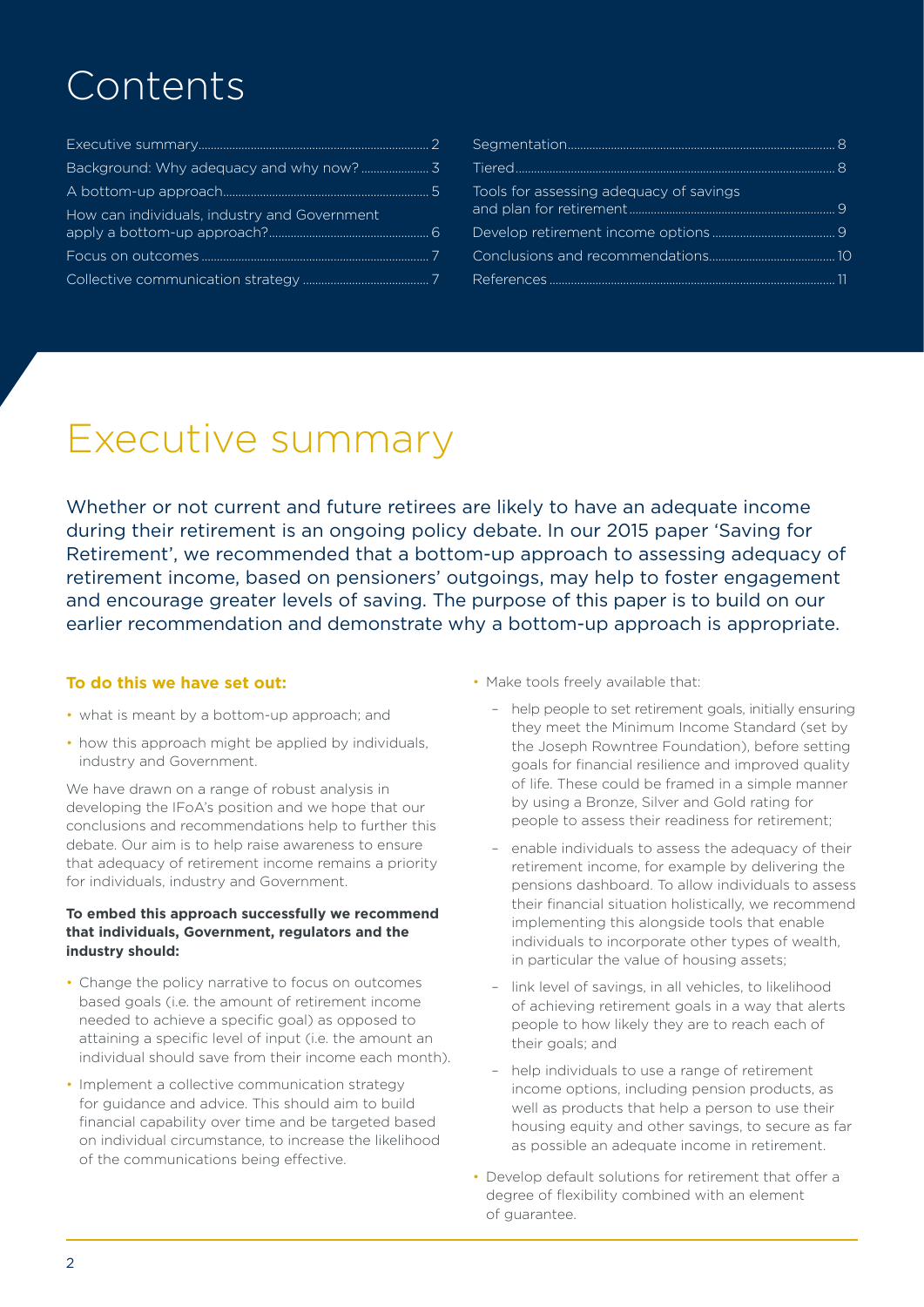# Contents

- Executive summary ... 2
- Background: Why adequacy and why now? ... 3
- A bottom-up approach ... 5
- How can individuals, industry and Government apply a bottom-up approach? ... 6
- Focus on outcomes ... 7
- Collective communication strategy ... 7
- Segmentation ... 8
- Tiered ... 8
- Tools for assessing adequacy of savings and plan for retirement ... 9
- Develop retirement income options ... 9
- Conclusions and recommendations ... 10
- References ... 11

# Executive summary

Whether or not current and future retirees are likely to have an adequate income during their retirement is an ongoing policy debate. In our 2015 paper 'Saving for Retirement', we recommended that a bottom-up approach to assessing adequacy of retirement income, based on pensioners' outgoings, may help to foster engagement and encourage greater levels of saving. The purpose of this paper is to build on our earlier recommendation and demonstrate why a bottom-up approach is appropriate.

**To do this we have set out:**

- what is meant by a bottom-up approach; and
- how this approach might be applied by individuals, industry and Government.

We have drawn on a range of robust analysis in developing the IFoA's position and we hope that our conclusions and recommendations help to further this debate. Our aim is to help raise awareness to ensure that adequacy of retirement income remains a priority for individuals, industry and Government.

**To embed this approach successfully we recommend that individuals, Government, regulators and the industry should:**

- Change the policy narrative to focus on outcomes based goals (i.e. the amount of retirement income needed to achieve a specific goal) as opposed to attaining a specific level of input (i.e. the amount an individual should save from their income each month).
- Implement a collective communication strategy for guidance and advice. This should aim to build financial capability over time and be targeted based on individual circumstance, to increase the likelihood of the communications being effective.
- Make tools freely available that:
  - help people to set retirement goals, initially ensuring they meet the Minimum Income Standard (set by the Joseph Rowntree Foundation), before setting goals for financial resilience and improved quality of life. These could be framed in a simple manner by using a Bronze, Silver and Gold rating for people to assess their readiness for retirement;
  - enable individuals to assess the adequacy of their retirement income, for example by delivering the pensions dashboard. To allow individuals to assess their financial situation holistically, we recommend implementing this alongside tools that enable individuals to incorporate other types of wealth, in particular the value of housing assets;
  - link level of savings, in all vehicles, to likelihood of achieving retirement goals in a way that alerts people to how likely they are to reach each of their goals; and
  - help individuals to use a range of retirement income options, including pension products, as well as products that help a person to use their housing equity and other savings, to secure as far as possible an adequate income in retirement.
- Develop default solutions for retirement that offer a degree of flexibility combined with an element of guarantee.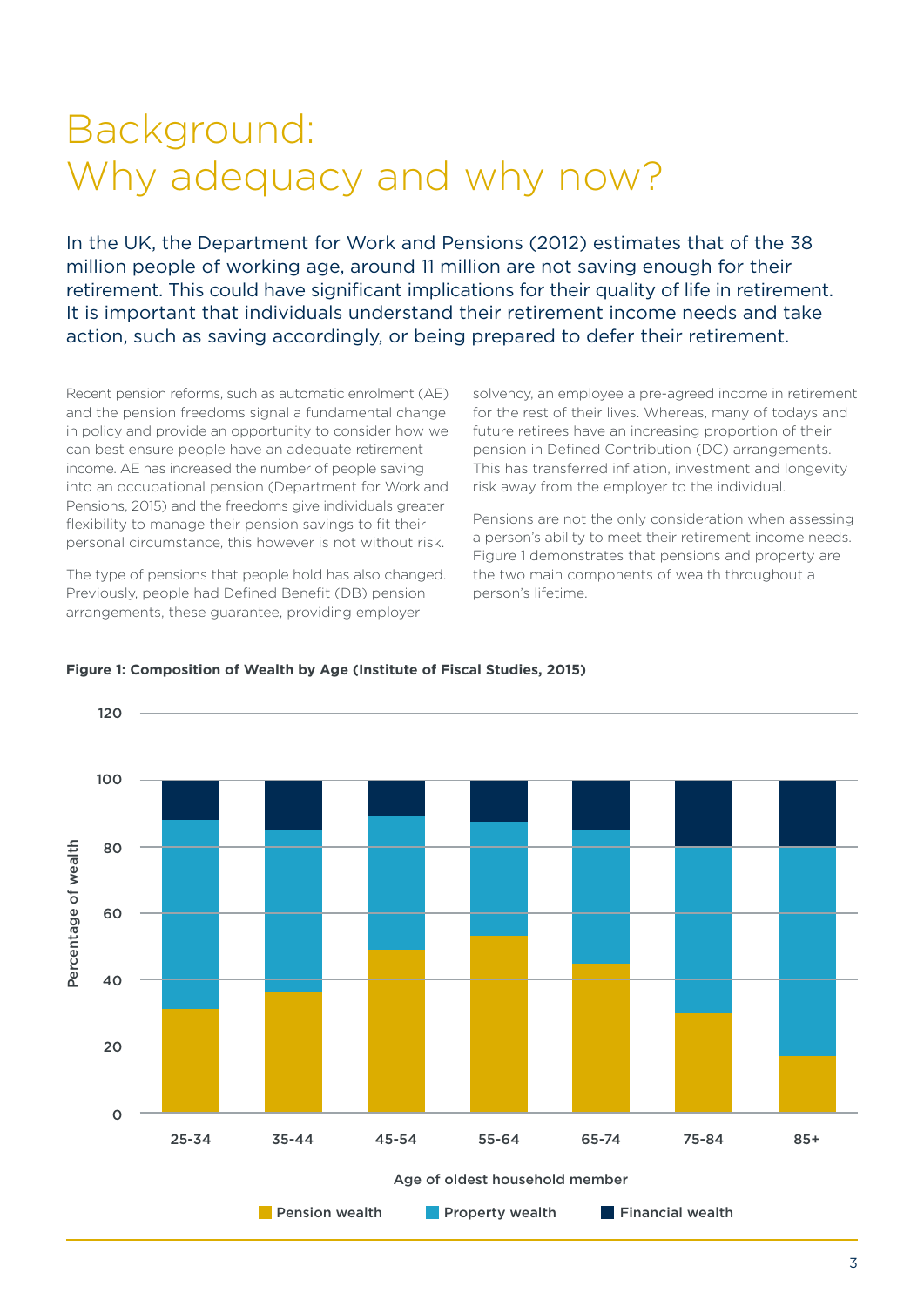# Background:
# Why adequacy and why now?

In the UK, the Department for Work and Pensions (2012) estimates that of the 38 million people of working age, around 11 million are not saving enough for their retirement. This could have significant implications for their quality of life in retirement. It is important that individuals understand their retirement income needs and take action, such as saving accordingly, or being prepared to defer their retirement.

Recent pension reforms, such as automatic enrolment (AE) and the pension freedoms signal a fundamental change in policy and provide an opportunity to consider how we can best ensure people have an adequate retirement income. AE has increased the number of people saving into an occupational pension (Department for Work and Pensions, 2015) and the freedoms give individuals greater flexibility to manage their pension savings to fit their personal circumstance, this however is not without risk.

The type of pensions that people hold has also changed. Previously, people had Defined Benefit (DB) pension arrangements, these guarantee, providing employer solvency, an employee a pre-agreed income in retirement for the rest of their lives. Whereas, many of todays and future retirees have an increasing proportion of their pension in Defined Contribution (DC) arrangements. This has transferred inflation, investment and longevity risk away from the employer to the individual.

Pensions are not the only consideration when assessing a person's ability to meet their retirement income needs. Figure 1 demonstrates that pensions and property are the two main components of wealth throughout a person's lifetime.

**Figure 1: Composition of Wealth by Age (Institute of Fiscal Studies, 2015)**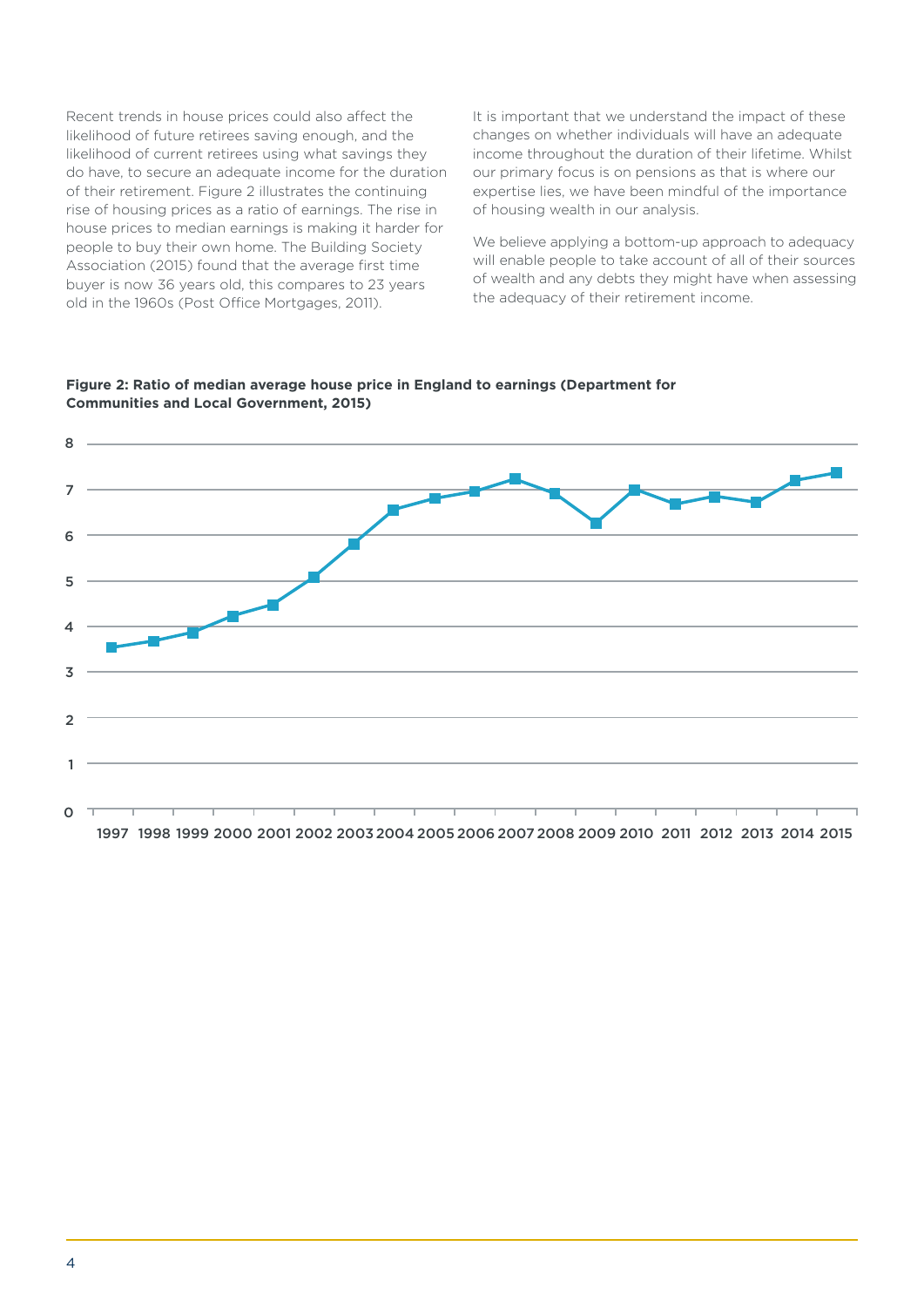Recent trends in house prices could also affect the likelihood of future retirees saving enough, and the likelihood of current retirees using what savings they do have, to secure an adequate income for the duration of their retirement. Figure 2 illustrates the continuing rise of housing prices as a ratio of earnings. The rise in house prices to median earnings is making it harder for people to buy their own home. The Building Society Association (2015) found that the average first time buyer is now 36 years old, this compares to 23 years old in the 1960s (Post Office Mortgages, 2011).

It is important that we understand the impact of these changes on whether individuals will have an adequate income throughout the duration of their lifetime. Whilst our primary focus is on pensions as that is where our expertise lies, we have been mindful of the importance of housing wealth in our analysis.

We believe applying a bottom-up approach to adequacy will enable people to take account of all of their sources of wealth and any debts they might have when assessing the adequacy of their retirement income.

**Figure 2: Ratio of median average house price in England to earnings (Department for Communities and Local Government, 2015)**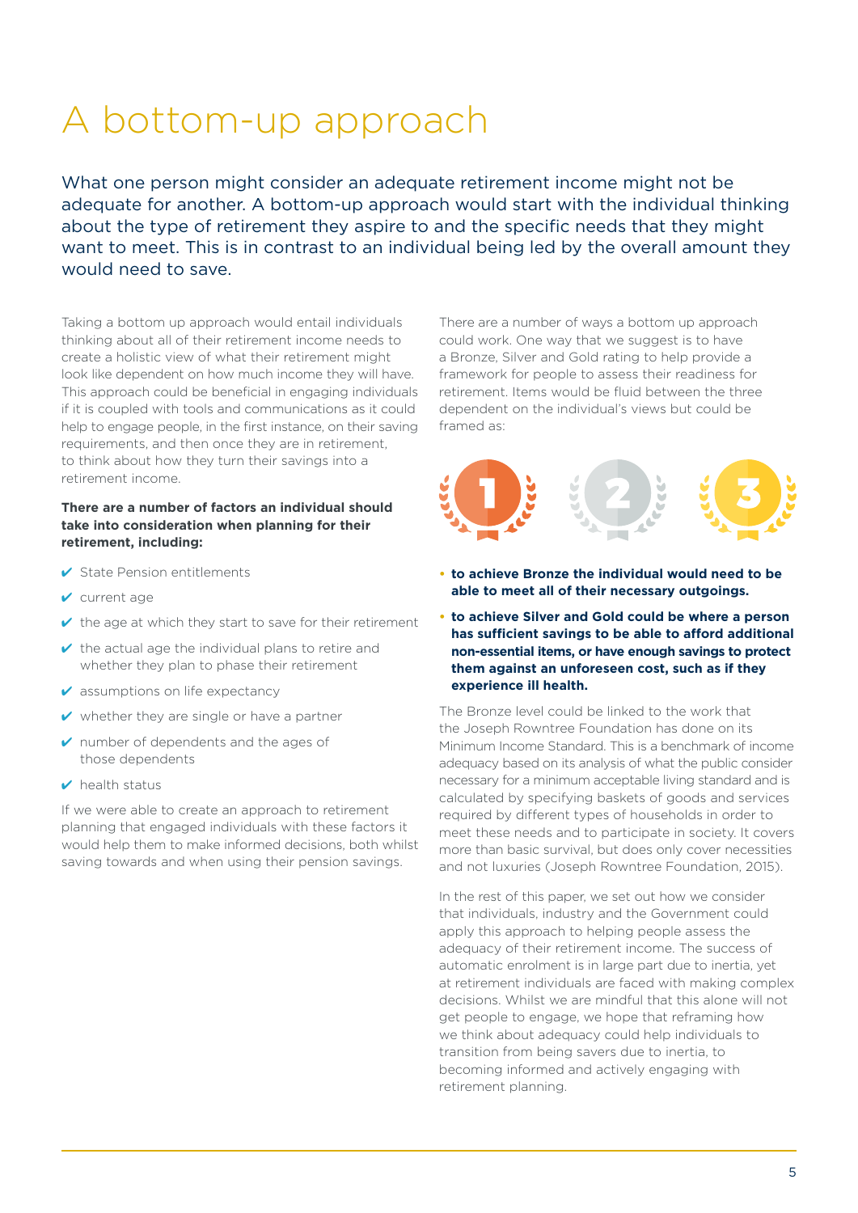# A bottom-up approach

What one person might consider an adequate retirement income might not be adequate for another. A bottom-up approach would start with the individual thinking about the type of retirement they aspire to and the specific needs that they might want to meet. This is in contrast to an individual being led by the overall amount they would need to save.

Taking a bottom up approach would entail individuals thinking about all of their retirement income needs to create a holistic view of what their retirement might look like dependent on how much income they will have. This approach could be beneficial in engaging individuals if it is coupled with tools and communications as it could help to engage people, in the first instance, on their saving requirements, and then once they are in retirement, to think about how they turn their savings into a retirement income.

**There are a number of factors an individual should take into consideration when planning for their retirement, including:**

- ✔ State Pension entitlements
- ✔ current age
- ✔ the age at which they start to save for their retirement
- ✔ the actual age the individual plans to retire and whether they plan to phase their retirement
- ✔ assumptions on life expectancy
- ✔ whether they are single or have a partner
- ✔ number of dependents and the ages of those dependents
- ✔ health status

If we were able to create an approach to retirement planning that engaged individuals with these factors it would help them to make informed decisions, both whilst saving towards and when using their pension savings.

There are a number of ways a bottom up approach could work. One way that we suggest is to have a Bronze, Silver and Gold rating to help provide a framework for people to assess their readiness for retirement. Items would be fluid between the three dependent on the individual's views but could be framed as:

- **to achieve Bronze the individual would need to be able to meet all of their necessary outgoings.**
- **to achieve Silver and Gold could be where a person has sufficient savings to be able to afford additional non-essential items, or have enough savings to protect them against an unforeseen cost, such as if they experience ill health.**

The Bronze level could be linked to the work that the Joseph Rowntree Foundation has done on its Minimum Income Standard. This is a benchmark of income adequacy based on its analysis of what the public consider necessary for a minimum acceptable living standard and is calculated by specifying baskets of goods and services required by different types of households in order to meet these needs and to participate in society. It covers more than basic survival, but does only cover necessities and not luxuries (Joseph Rowntree Foundation, 2015).

In the rest of this paper, we set out how we consider that individuals, industry and the Government could apply this approach to helping people assess the adequacy of their retirement income. The success of automatic enrolment is in large part due to inertia, yet at retirement individuals are faced with making complex decisions. Whilst we are mindful that this alone will not get people to engage, we hope that reframing how we think about adequacy could help individuals to transition from being savers due to inertia, to becoming informed and actively engaging with retirement planning.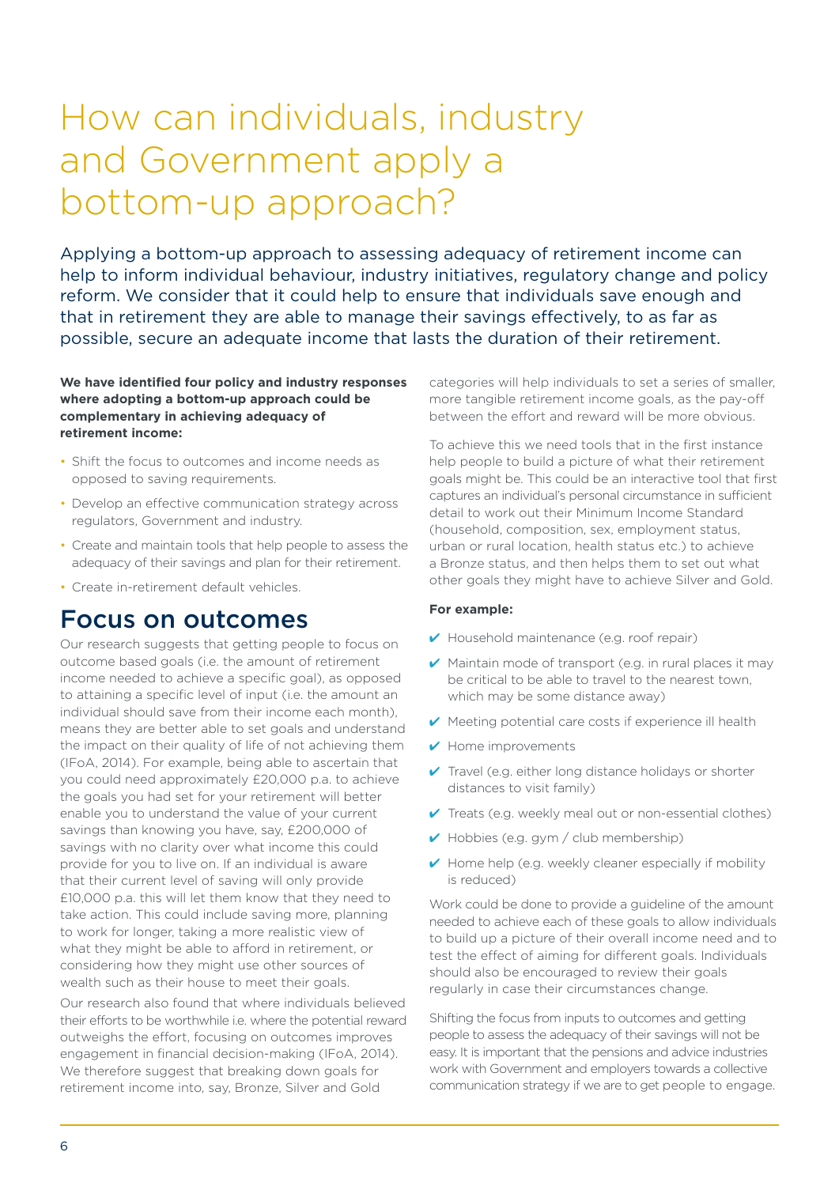# How can individuals, industry and Government apply a bottom-up approach?

Applying a bottom-up approach to assessing adequacy of retirement income can help to inform individual behaviour, industry initiatives, regulatory change and policy reform. We consider that it could help to ensure that individuals save enough and that in retirement they are able to manage their savings effectively, to as far as possible, secure an adequate income that lasts the duration of their retirement.

**We have identified four policy and industry responses where adopting a bottom-up approach could be complementary in achieving adequacy of retirement income:**

- Shift the focus to outcomes and income needs as opposed to saving requirements.
- Develop an effective communication strategy across regulators, Government and industry.
- Create and maintain tools that help people to assess the adequacy of their savings and plan for their retirement.
- Create in-retirement default vehicles.

## Focus on outcomes

Our research suggests that getting people to focus on outcome based goals (i.e. the amount of retirement income needed to achieve a specific goal), as opposed to attaining a specific level of input (i.e. the amount an individual should save from their income each month), means they are better able to set goals and understand the impact on their quality of life of not achieving them (IFoA, 2014). For example, being able to ascertain that you could need approximately £20,000 p.a. to achieve the goals you had set for your retirement will better enable you to understand the value of your current savings than knowing you have, say, £200,000 of savings with no clarity over what income this could provide for you to live on. If an individual is aware that their current level of saving will only provide £10,000 p.a. this will let them know that they need to take action. This could include saving more, planning to work for longer, taking a more realistic view of what they might be able to afford in retirement, or considering how they might use other sources of wealth such as their house to meet their goals.

Our research also found that where individuals believed their efforts to be worthwhile i.e. where the potential reward outweighs the effort, focusing on outcomes improves engagement in financial decision-making (IFoA, 2014). We therefore suggest that breaking down goals for retirement income into, say, Bronze, Silver and Gold categories will help individuals to set a series of smaller, more tangible retirement income goals, as the pay-off between the effort and reward will be more obvious.

To achieve this we need tools that in the first instance help people to build a picture of what their retirement goals might be. This could be an interactive tool that first captures an individual's personal circumstance in sufficient detail to work out their Minimum Income Standard (household, composition, sex, employment status, urban or rural location, health status etc.) to achieve a Bronze status, and then helps them to set out what other goals they might have to achieve Silver and Gold.

**For example:**

- ✔ Household maintenance (e.g. roof repair)
- ✔ Maintain mode of transport (e.g. in rural places it may be critical to be able to travel to the nearest town, which may be some distance away)
- ✔ Meeting potential care costs if experience ill health
- ✔ Home improvements
- ✔ Travel (e.g. either long distance holidays or shorter distances to visit family)
- ✔ Treats (e.g. weekly meal out or non-essential clothes)
- ✔ Hobbies (e.g. gym / club membership)
- ✔ Home help (e.g. weekly cleaner especially if mobility is reduced)

Work could be done to provide a guideline of the amount needed to achieve each of these goals to allow individuals to build up a picture of their overall income need and to test the effect of aiming for different goals. Individuals should also be encouraged to review their goals regularly in case their circumstances change.

Shifting the focus from inputs to outcomes and getting people to assess the adequacy of their savings will not be easy. It is important that the pensions and advice industries work with Government and employers towards a collective communication strategy if we are to get people to engage.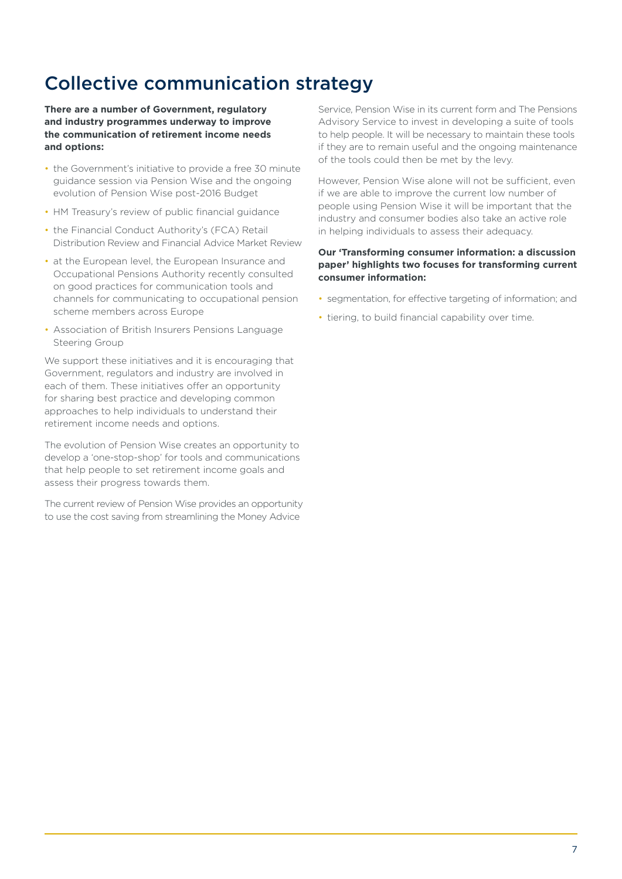# Collective communication strategy

**There are a number of Government, regulatory and industry programmes underway to improve the communication of retirement income needs and options:**

- the Government's initiative to provide a free 30 minute guidance session via Pension Wise and the ongoing evolution of Pension Wise post-2016 Budget
- HM Treasury's review of public financial guidance
- the Financial Conduct Authority's (FCA) Retail Distribution Review and Financial Advice Market Review
- at the European level, the European Insurance and Occupational Pensions Authority recently consulted on good practices for communication tools and channels for communicating to occupational pension scheme members across Europe
- Association of British Insurers Pensions Language Steering Group

We support these initiatives and it is encouraging that Government, regulators and industry are involved in each of them. These initiatives offer an opportunity for sharing best practice and developing common approaches to help individuals to understand their retirement income needs and options.

The evolution of Pension Wise creates an opportunity to develop a 'one-stop-shop' for tools and communications that help people to set retirement income goals and assess their progress towards them.

The current review of Pension Wise provides an opportunity to use the cost saving from streamlining the Money Advice Service, Pension Wise in its current form and The Pensions Advisory Service to invest in developing a suite of tools to help people. It will be necessary to maintain these tools if they are to remain useful and the ongoing maintenance of the tools could then be met by the levy.

However, Pension Wise alone will not be sufficient, even if we are able to improve the current low number of people using Pension Wise it will be important that the industry and consumer bodies also take an active role in helping individuals to assess their adequacy.

**Our 'Transforming consumer information: a discussion paper' highlights two focuses for transforming current consumer information:**

- segmentation, for effective targeting of information; and
- tiering, to build financial capability over time.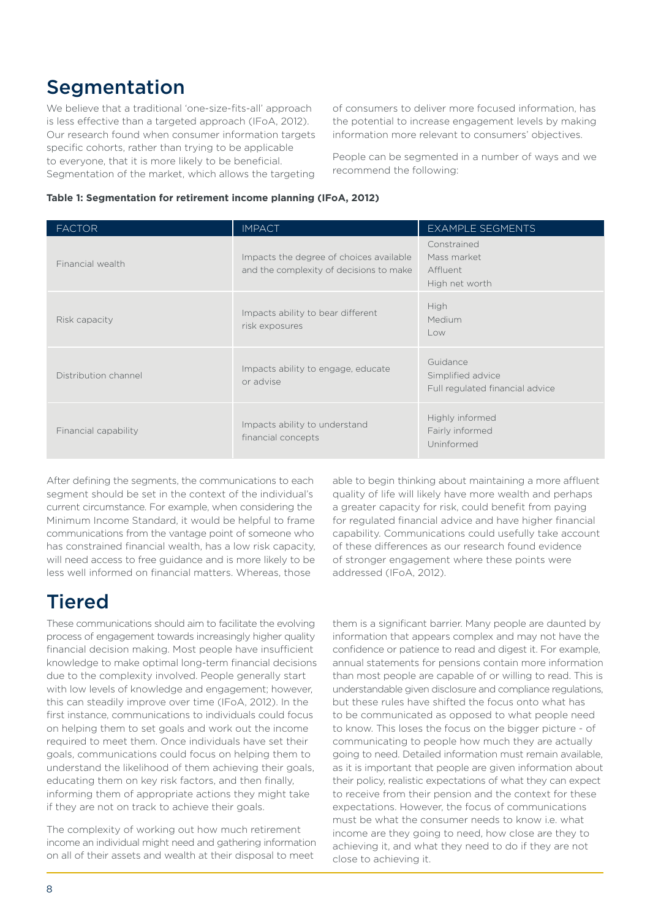## Segmentation

We believe that a traditional 'one-size-fits-all' approach is less effective than a targeted approach (IFoA, 2012). Our research found when consumer information targets specific cohorts, rather than trying to be applicable to everyone, that it is more likely to be beneficial. Segmentation of the market, which allows the targeting of consumers to deliver more focused information, has the potential to increase engagement levels by making information more relevant to consumers' objectives.

People can be segmented in a number of ways and we recommend the following:

**Table 1: Segmentation for retirement income planning (IFoA, 2012)**

| FACTOR | IMPACT | EXAMPLE SEGMENTS |
|---|---|---|
| Financial wealth | Impacts the degree of choices available and the complexity of decisions to make | Constrained<br>Mass market<br>Affluent<br>High net worth |
| Risk capacity | Impacts ability to bear different risk exposures | High<br>Medium<br>Low |
| Distribution channel | Impacts ability to engage, educate or advise | Guidance<br>Simplified advice<br>Full regulated financial advice |
| Financial capability | Impacts ability to understand financial concepts | Highly informed<br>Fairly informed<br>Uninformed |

After defining the segments, the communications to each segment should be set in the context of the individual's current circumstance. For example, when considering the Minimum Income Standard, it would be helpful to frame communications from the vantage point of someone who has constrained financial wealth, has a low risk capacity, will need access to free guidance and is more likely to be less well informed on financial matters. Whereas, those able to begin thinking about maintaining a more affluent quality of life will likely have more wealth and perhaps a greater capacity for risk, could benefit from paying for regulated financial advice and have higher financial capability. Communications could usefully take account of these differences as our research found evidence of stronger engagement where these points were addressed (IFoA, 2012).

## Tiered

These communications should aim to facilitate the evolving process of engagement towards increasingly higher quality financial decision making. Most people have insufficient knowledge to make optimal long-term financial decisions due to the complexity involved. People generally start with low levels of knowledge and engagement; however, this can steadily improve over time (IFoA, 2012). In the first instance, communications to individuals could focus on helping them to set goals and work out the income required to meet them. Once individuals have set their goals, communications could focus on helping them to understand the likelihood of them achieving their goals, educating them on key risk factors, and then finally, informing them of appropriate actions they might take if they are not on track to achieve their goals.

The complexity of working out how much retirement income an individual might need and gathering information on all of their assets and wealth at their disposal to meet them is a significant barrier. Many people are daunted by information that appears complex and may not have the confidence or patience to read and digest it. For example, annual statements for pensions contain more information than most people are capable of or willing to read. This is understandable given disclosure and compliance regulations, but these rules have shifted the focus onto what has to be communicated as opposed to what people need to know. This loses the focus on the bigger picture - of communicating to people how much they are actually going to need. Detailed information must remain available, as it is important that people are given information about their policy, realistic expectations of what they can expect to receive from their pension and the context for these expectations. However, the focus of communications must be what the consumer needs to know i.e. what income are they going to need, how close are they to achieving it, and what they need to do if they are not close to achieving it.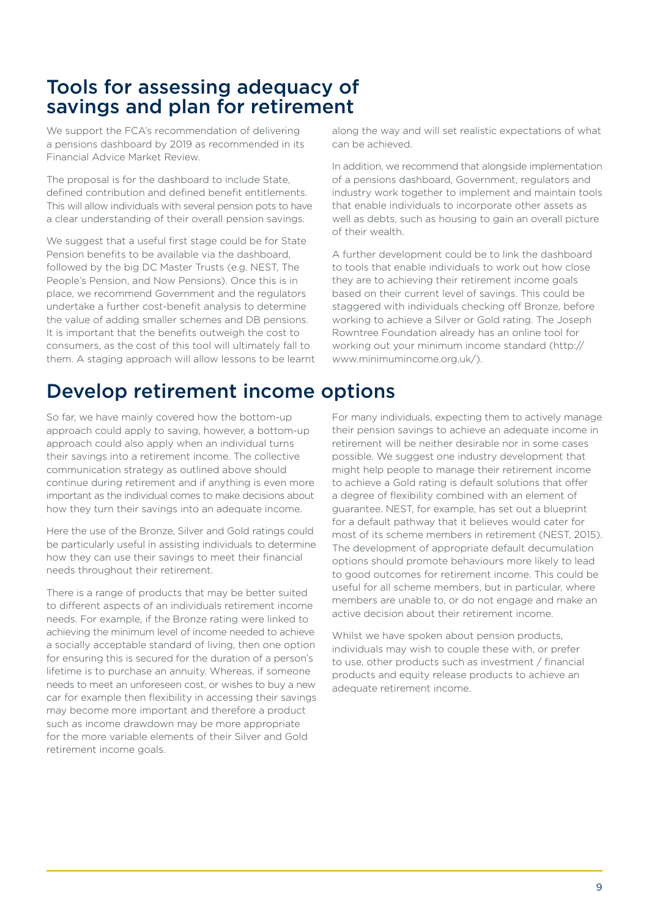## Tools for assessing adequacy of savings and plan for retirement

We support the FCA's recommendation of delivering a pensions dashboard by 2019 as recommended in its Financial Advice Market Review.

The proposal is for the dashboard to include State, defined contribution and defined benefit entitlements. This will allow individuals with several pension pots to have a clear understanding of their overall pension savings.

We suggest that a useful first stage could be for State Pension benefits to be available via the dashboard, followed by the big DC Master Trusts (e.g. NEST, The People's Pension, and Now Pensions). Once this is in place, we recommend Government and the regulators undertake a further cost-benefit analysis to determine the value of adding smaller schemes and DB pensions. It is important that the benefits outweigh the cost to consumers, as the cost of this tool will ultimately fall to them. A staging approach will allow lessons to be learnt along the way and will set realistic expectations of what can be achieved.

In addition, we recommend that alongside implementation of a pensions dashboard, Government, regulators and industry work together to implement and maintain tools that enable individuals to incorporate other assets as well as debts, such as housing to gain an overall picture of their wealth.

A further development could be to link the dashboard to tools that enable individuals to work out how close they are to achieving their retirement income goals based on their current level of savings. This could be staggered with individuals checking off Bronze, before working to achieve a Silver or Gold rating. The Joseph Rowntree Foundation already has an online tool for working out your minimum income standard (http://www.minimumincome.org.uk/).

## Develop retirement income options

So far, we have mainly covered how the bottom-up approach could apply to saving, however, a bottom-up approach could also apply when an individual turns their savings into a retirement income. The collective communication strategy as outlined above should continue during retirement and if anything is even more important as the individual comes to make decisions about how they turn their savings into an adequate income.

Here the use of the Bronze, Silver and Gold ratings could be particularly useful in assisting individuals to determine how they can use their savings to meet their financial needs throughout their retirement.

There is a range of products that may be better suited to different aspects of an individuals retirement income needs. For example, if the Bronze rating were linked to achieving the minimum level of income needed to achieve a socially acceptable standard of living, then one option for ensuring this is secured for the duration of a person's lifetime is to purchase an annuity. Whereas, if someone needs to meet an unforeseen cost, or wishes to buy a new car for example then flexibility in accessing their savings may become more important and therefore a product such as income drawdown may be more appropriate for the more variable elements of their Silver and Gold retirement income goals.

For many individuals, expecting them to actively manage their pension savings to achieve an adequate income in retirement will be neither desirable nor in some cases possible. We suggest one industry development that might help people to manage their retirement income to achieve a Gold rating is default solutions that offer a degree of flexibility combined with an element of guarantee. NEST, for example, has set out a blueprint for a default pathway that it believes would cater for most of its scheme members in retirement (NEST, 2015). The development of appropriate default decumulation options should promote behaviours more likely to lead to good outcomes for retirement income. This could be useful for all scheme members, but in particular, where members are unable to, or do not engage and make an active decision about their retirement income.

Whilst we have spoken about pension products, individuals may wish to couple these with, or prefer to use, other products such as investment / financial products and equity release products to achieve an adequate retirement income.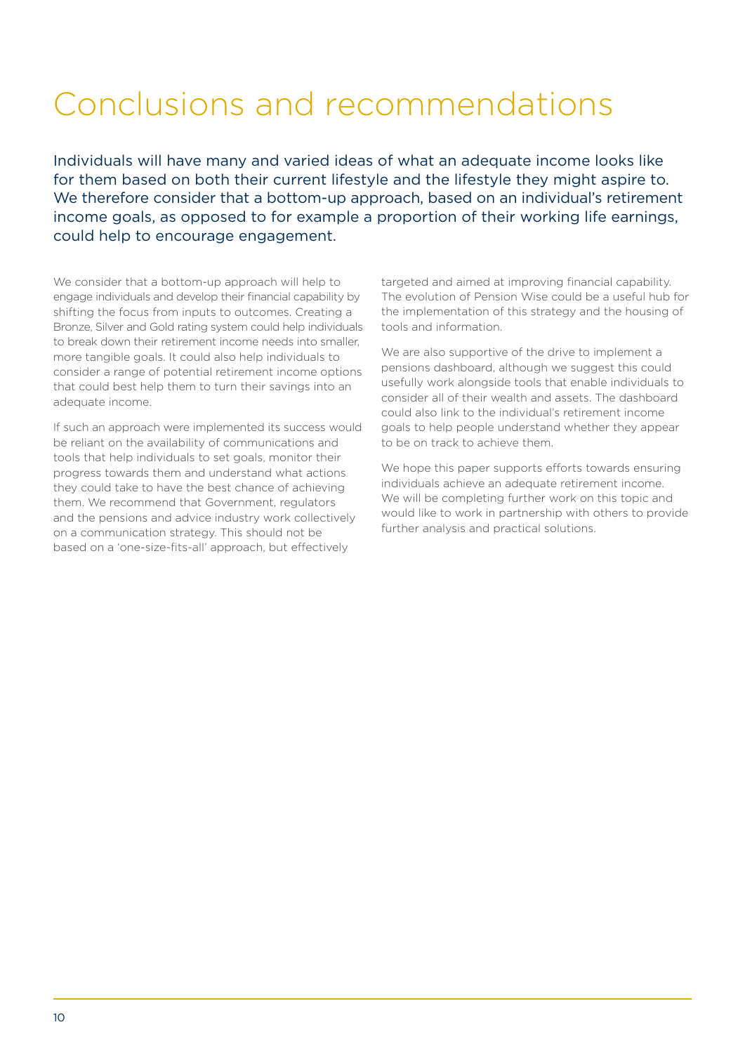# Conclusions and recommendations

Individuals will have many and varied ideas of what an adequate income looks like for them based on both their current lifestyle and the lifestyle they might aspire to. We therefore consider that a bottom-up approach, based on an individual's retirement income goals, as opposed to for example a proportion of their working life earnings, could help to encourage engagement.

We consider that a bottom-up approach will help to engage individuals and develop their financial capability by shifting the focus from inputs to outcomes. Creating a Bronze, Silver and Gold rating system could help individuals to break down their retirement income needs into smaller, more tangible goals. It could also help individuals to consider a range of potential retirement income options that could best help them to turn their savings into an adequate income.

If such an approach were implemented its success would be reliant on the availability of communications and tools that help individuals to set goals, monitor their progress towards them and understand what actions they could take to have the best chance of achieving them. We recommend that Government, regulators and the pensions and advice industry work collectively on a communication strategy. This should not be based on a 'one-size-fits-all' approach, but effectively targeted and aimed at improving financial capability. The evolution of Pension Wise could be a useful hub for the implementation of this strategy and the housing of tools and information.

We are also supportive of the drive to implement a pensions dashboard, although we suggest this could usefully work alongside tools that enable individuals to consider all of their wealth and assets. The dashboard could also link to the individual's retirement income goals to help people understand whether they appear to be on track to achieve them.

We hope this paper supports efforts towards ensuring individuals achieve an adequate retirement income. We will be completing further work on this topic and would like to work in partnership with others to provide further analysis and practical solutions.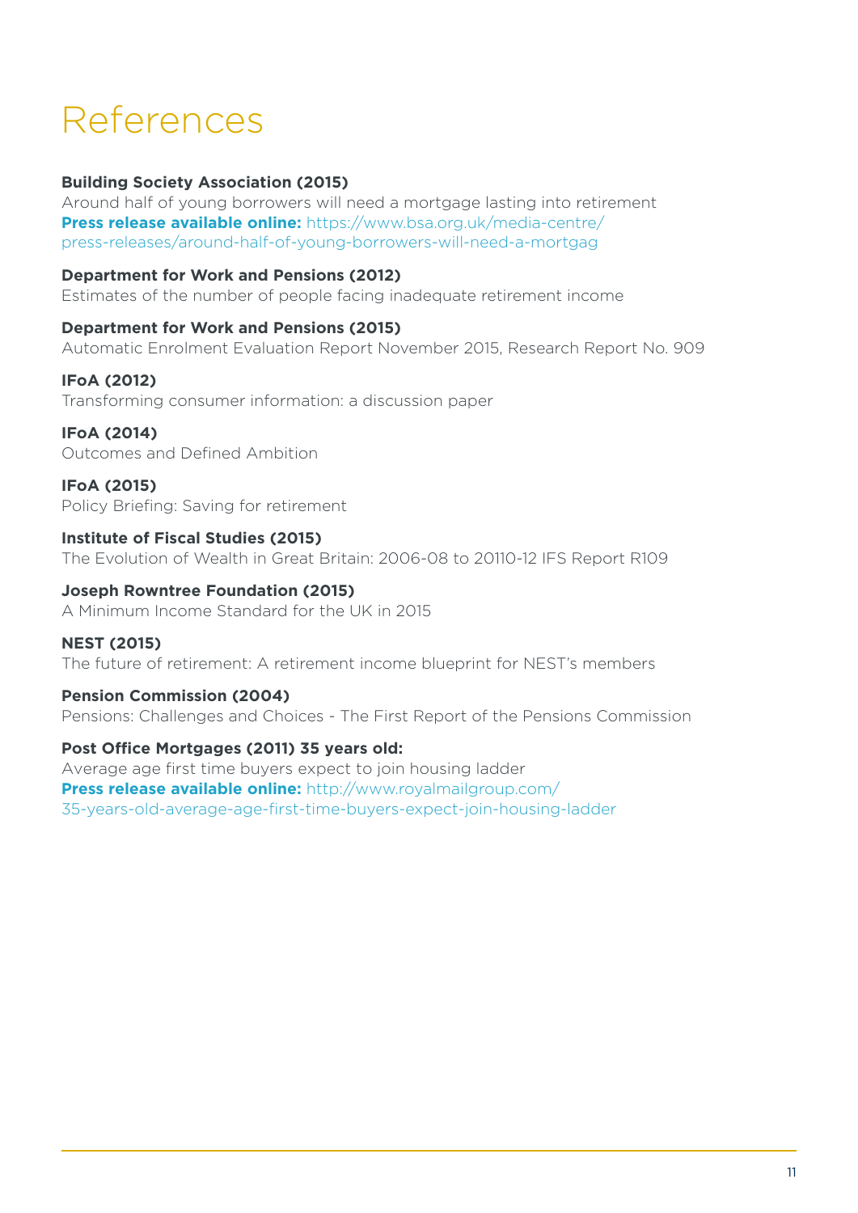# References

**Building Society Association (2015)**
Around half of young borrowers will need a mortgage lasting into retirement
**Press release available online:** https://www.bsa.org.uk/media-centre/press-releases/around-half-of-young-borrowers-will-need-a-mortgag

**Department for Work and Pensions (2012)**
Estimates of the number of people facing inadequate retirement income

**Department for Work and Pensions (2015)**
Automatic Enrolment Evaluation Report November 2015, Research Report No. 909

**IFoA (2012)**
Transforming consumer information: a discussion paper

**IFoA (2014)**
Outcomes and Defined Ambition

**IFoA (2015)**
Policy Briefing: Saving for retirement

**Institute of Fiscal Studies (2015)**
The Evolution of Wealth in Great Britain: 2006-08 to 20110-12 IFS Report R109

**Joseph Rowntree Foundation (2015)**
A Minimum Income Standard for the UK in 2015

**NEST (2015)**
The future of retirement: A retirement income blueprint for NEST's members

**Pension Commission (2004)**
Pensions: Challenges and Choices - The First Report of the Pensions Commission

**Post Office Mortgages (2011) 35 years old:**
Average age first time buyers expect to join housing ladder
**Press release available online:** http://www.royalmailgroup.com/35-years-old-average-age-first-time-buyers-expect-join-housing-ladder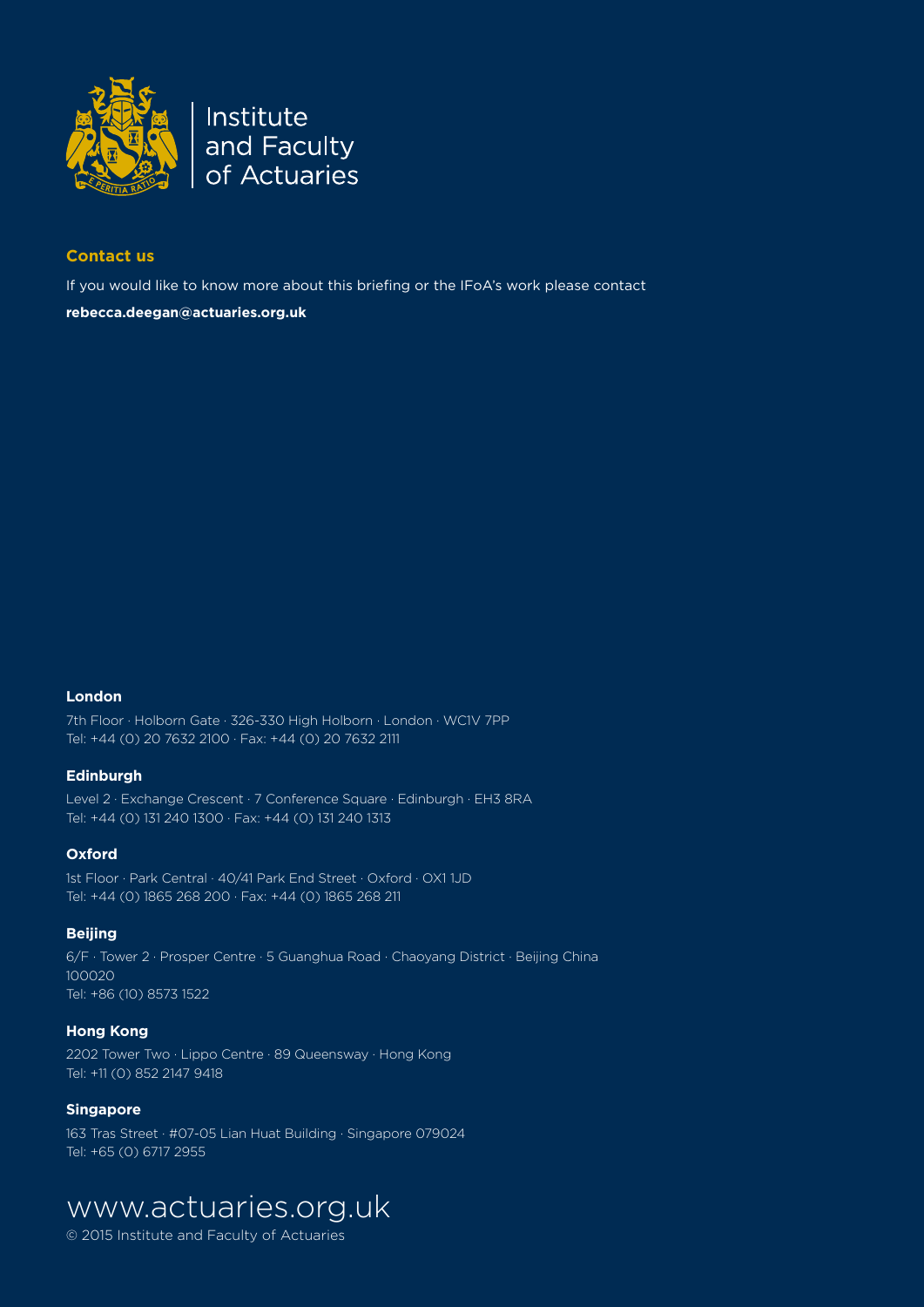Institute and Faculty of Actuaries

## Contact us

If you would like to know more about this briefing or the IFoA's work please contact

**rebecca.deegan@actuaries.org.uk**

**London**

7th Floor · Holborn Gate · 326-330 High Holborn · London · WC1V 7PP
Tel: +44 (0) 20 7632 2100 · Fax: +44 (0) 20 7632 2111

**Edinburgh**

Level 2 · Exchange Crescent · 7 Conference Square · Edinburgh · EH3 8RA
Tel: +44 (0) 131 240 1300 · Fax: +44 (0) 131 240 1313

**Oxford**

1st Floor · Park Central · 40/41 Park End Street · Oxford · OX1 1JD
Tel: +44 (0) 1865 268 200 · Fax: +44 (0) 1865 268 211

**Beijing**

6/F · Tower 2 · Prosper Centre · 5 Guanghua Road · Chaoyang District · Beijing China 100020
Tel: +86 (10) 8573 1522

**Hong Kong**

2202 Tower Two · Lippo Centre · 89 Queensway · Hong Kong
Tel: +11 (0) 852 2147 9418

**Singapore**

163 Tras Street · #07-05 Lian Huat Building · Singapore 079024
Tel: +65 (0) 6717 2955

www.actuaries.org.uk

© 2015 Institute and Faculty of Actuaries